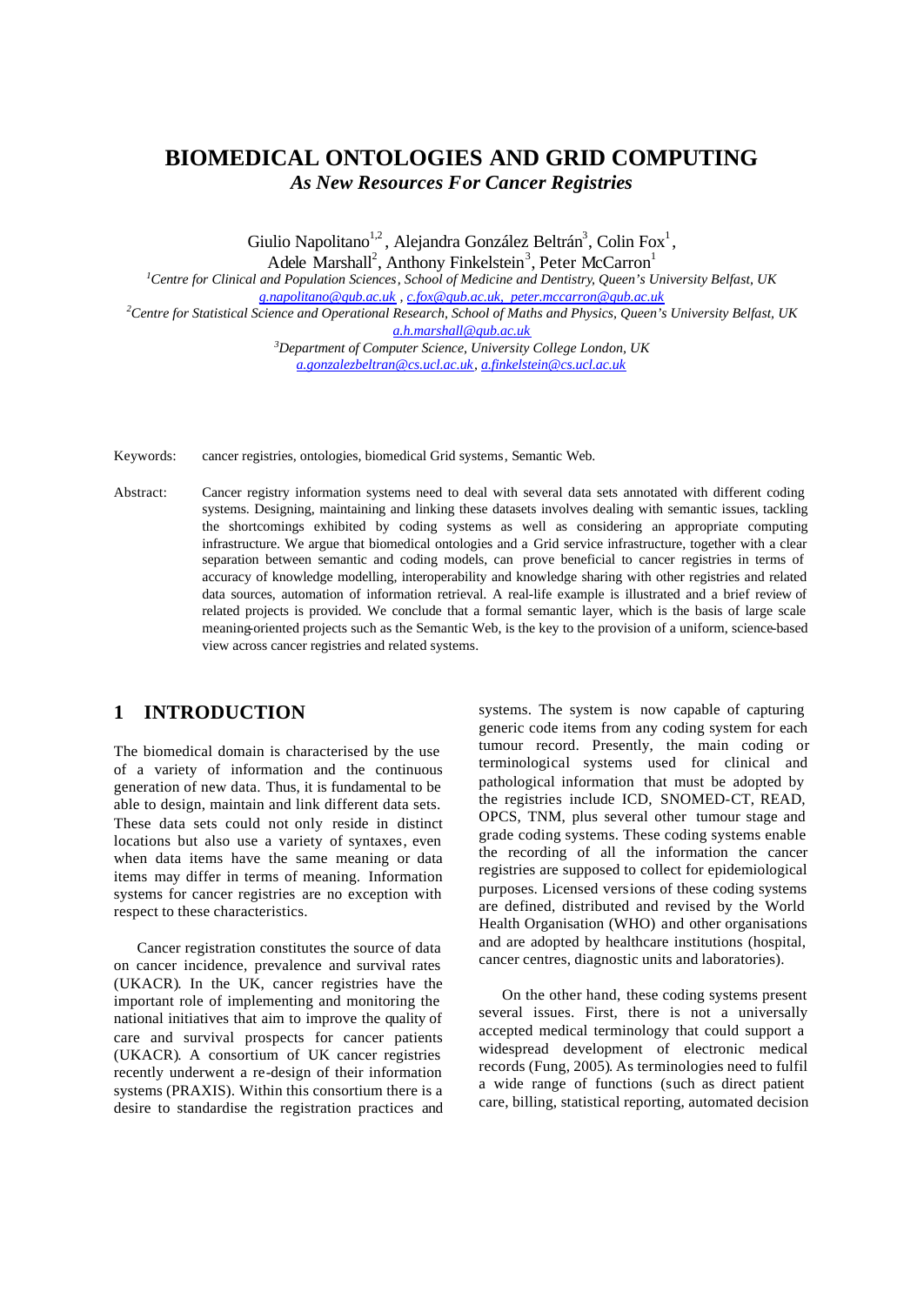# BIOMEDICAL ONTOLOGIES AND GRID COMPUTING

***As New Resources For Cancer Registries***

Giulio Napolitano[1,2], Alejandra González Beltrán[3], Colin Fox[1], Adele Marshall[2], Anthony Finkelstein[3], Peter McCarron[1]

[1]*Centre for Clinical and Population Sciences, School of Medicine and Dentistry, Queen's University Belfast, UK*
g.napolitano@qub.ac.uk , c.fox@qub.ac.uk, peter.mccarron@qub.ac.uk

[2]*Centre for Statistical Science and Operational Research, School of Maths and Physics, Queen's University Belfast, UK*
a.h.marshall@qub.ac.uk

[3]*Department of Computer Science, University College London, UK*
a.gonzalezbeltran@cs.ucl.ac.uk, a.finkelstein@cs.ucl.ac.uk

Keywords: cancer registries, ontologies, biomedical Grid systems, Semantic Web.

Abstract: Cancer registry information systems need to deal with several data sets annotated with different coding systems. Designing, maintaining and linking these datasets involves dealing with semantic issues, tackling the shortcomings exhibited by coding systems as well as considering an appropriate computing infrastructure. We argue that biomedical ontologies and a Grid service infrastructure, together with a clear separation between semantic and coding models, can prove beneficial to cancer registries in terms of accuracy of knowledge modelling, interoperability and knowledge sharing with other registries and related data sources, automation of information retrieval. A real-life example is illustrated and a brief review of related projects is provided. We conclude that a formal semantic layer, which is the basis of large scale meaning-oriented projects such as the Semantic Web, is the key to the provision of a uniform, science-based view across cancer registries and related systems.

## 1 INTRODUCTION

The biomedical domain is characterised by the use of a variety of information and the continuous generation of new data. Thus, it is fundamental to be able to design, maintain and link different data sets. These data sets could not only reside in distinct locations but also use a variety of syntaxes, even when data items have the same meaning or data items may differ in terms of meaning. Information systems for cancer registries are no exception with respect to these characteristics.

Cancer registration constitutes the source of data on cancer incidence, prevalence and survival rates (UKACR). In the UK, cancer registries have the important role of implementing and monitoring the national initiatives that aim to improve the quality of care and survival prospects for cancer patients (UKACR). A consortium of UK cancer registries recently underwent a re-design of their information systems (PRAXIS). Within this consortium there is a desire to standardise the registration practices and systems. The system is now capable of capturing generic code items from any coding system for each tumour record. Presently, the main coding or terminological systems used for clinical and pathological information that must be adopted by the registries include ICD, SNOMED-CT, READ, OPCS, TNM, plus several other tumour stage and grade coding systems. These coding systems enable the recording of all the information the cancer registries are supposed to collect for epidemiological purposes. Licensed versions of these coding systems are defined, distributed and revised by the World Health Organisation (WHO) and other organisations and are adopted by healthcare institutions (hospital, cancer centres, diagnostic units and laboratories).

On the other hand, these coding systems present several issues. First, there is not a universally accepted medical terminology that could support a widespread development of electronic medical records (Fung, 2005). As terminologies need to fulfil a wide range of functions (such as direct patient care, billing, statistical reporting, automated decision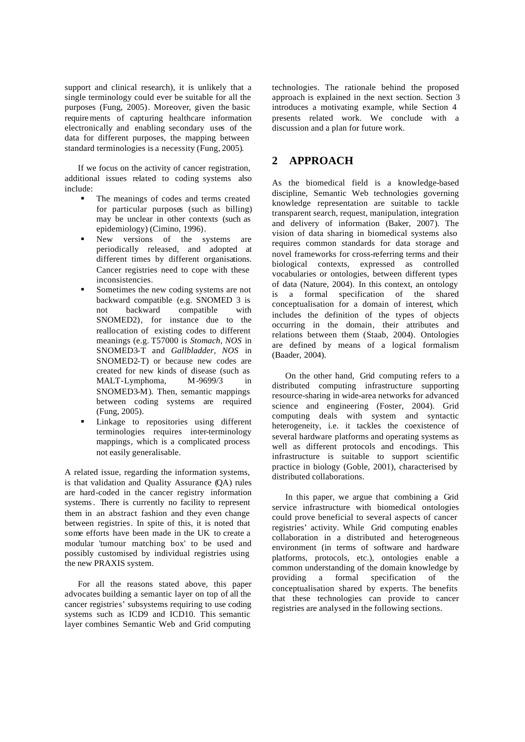support and clinical research), it is unlikely that a single terminology could ever be suitable for all the purposes (Fung, 2005). Moreover, given the basic requirements of capturing healthcare information electronically and enabling secondary uses of the data for different purposes, the mapping between standard terminologies is a necessity (Fung, 2005).

If we focus on the activity of cancer registration, additional issues related to coding systems also include:

- The meanings of codes and terms created for particular purposes (such as billing) may be unclear in other contexts (such as epidemiology) (Cimino, 1996).
- New versions of the systems are periodically released, and adopted at different times by different organisations. Cancer registries need to cope with these inconsistencies.
- Sometimes the new coding systems are not backward compatible (e.g. SNOMED 3 is not backward compatible with SNOMED2), for instance due to the reallocation of existing codes to different meanings (e.g. T57000 is *Stomach, NOS* in SNOMED3-T and *Gallbladder, NOS* in SNOMED2-T) or because new codes are created for new kinds of disease (such as MALT-Lymphoma, M-9699/3 in SNOMED3-M). Then, semantic mappings between coding systems are required (Fung, 2005).
- Linkage to repositories using different terminologies requires inter-terminology mappings, which is a complicated process not easily generalisable.

A related issue, regarding the information systems, is that validation and Quality Assurance (QA) rules are hard-coded in the cancer registry information systems. There is currently no facility to represent them in an abstract fashion and they even change between registries. In spite of this, it is noted that some efforts have been made in the UK to create a modular 'tumour matching box' to be used and possibly customised by individual registries using the new PRAXIS system.

For all the reasons stated above, this paper advocates building a semantic layer on top of all the cancer registries' subsystems requiring to use coding systems such as ICD9 and ICD10. This semantic layer combines Semantic Web and Grid computing technologies. The rationale behind the proposed approach is explained in the next section. Section 3 introduces a motivating example, while Section 4 presents related work. We conclude with a discussion and a plan for future work.

## 2 APPROACH

As the biomedical field is a knowledge-based discipline, Semantic Web technologies governing knowledge representation are suitable to tackle transparent search, request, manipulation, integration and delivery of information (Baker, 2007). The vision of data sharing in biomedical systems also requires common standards for data storage and novel frameworks for cross-referring terms and their biological contexts, expressed as controlled vocabularies or ontologies, between different types of data (Nature, 2004). In this context, an ontology is a formal specification of the shared conceptualisation for a domain of interest, which includes the definition of the types of objects occurring in the domain, their attributes and relations between them (Staab, 2004). Ontologies are defined by means of a logical formalism (Baader, 2004).

On the other hand, Grid computing refers to a distributed computing infrastructure supporting resource-sharing in wide-area networks for advanced science and engineering (Foster, 2004). Grid computing deals with system and syntactic heterogeneity, i.e. it tackles the coexistence of several hardware platforms and operating systems as well as different protocols and encodings. This infrastructure is suitable to support scientific practice in biology (Goble, 2001), characterised by distributed collaborations.

In this paper, we argue that combining a Grid service infrastructure with biomedical ontologies could prove beneficial to several aspects of cancer registries' activity. While Grid computing enables collaboration in a distributed and heterogeneous environment (in terms of software and hardware platforms, protocols, etc.), ontologies enable a common understanding of the domain knowledge by providing a formal specification of the conceptualisation shared by experts. The benefits that these technologies can provide to cancer registries are analysed in the following sections.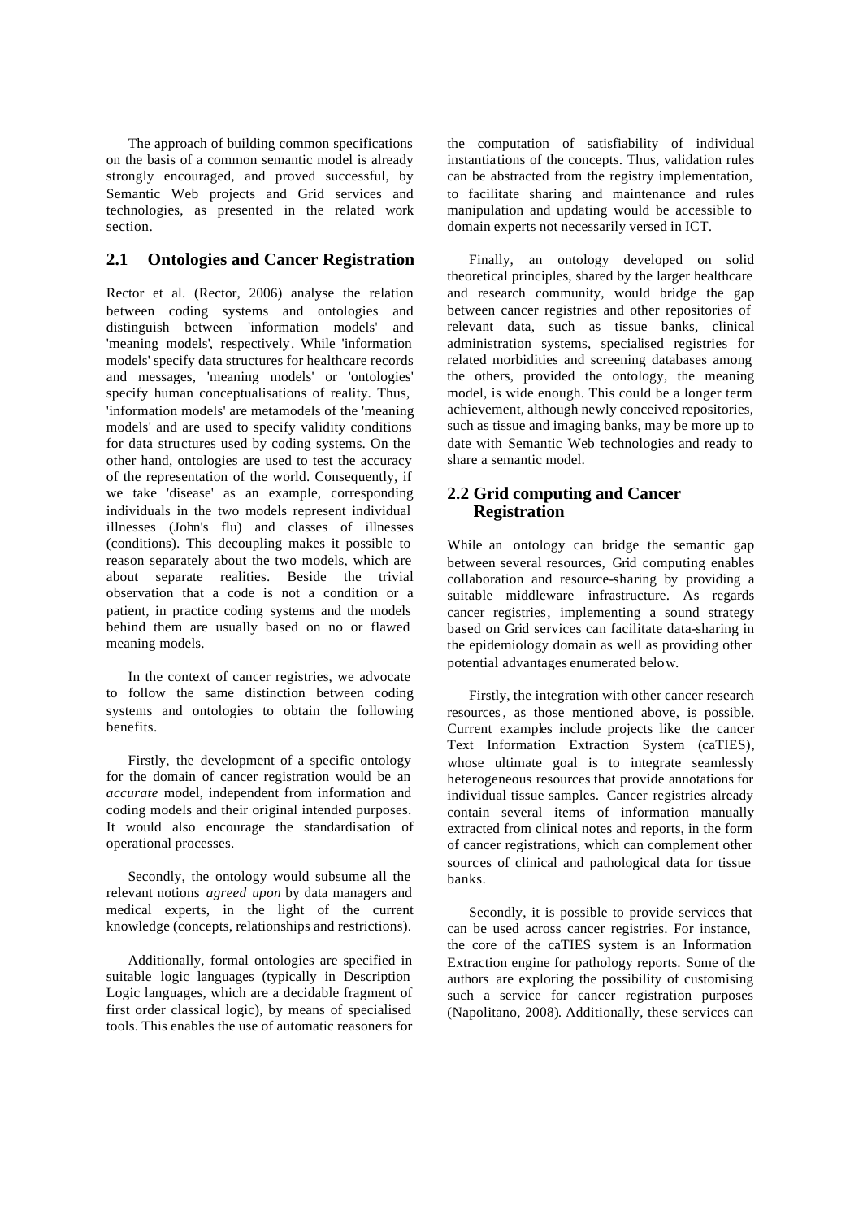The approach of building common specifications on the basis of a common semantic model is already strongly encouraged, and proved successful, by Semantic Web projects and Grid services and technologies, as presented in the related work section.

## 2.1 Ontologies and Cancer Registration

Rector et al. (Rector, 2006) analyse the relation between coding systems and ontologies and distinguish between 'information models' and 'meaning models', respectively. While 'information models' specify data structures for healthcare records and messages, 'meaning models' or 'ontologies' specify human conceptualisations of reality. Thus, 'information models' are metamodels of the 'meaning models' and are used to specify validity conditions for data structures used by coding systems. On the other hand, ontologies are used to test the accuracy of the representation of the world. Consequently, if we take 'disease' as an example, corresponding individuals in the two models represent individual illnesses (John's flu) and classes of illnesses (conditions). This decoupling makes it possible to reason separately about the two models, which are about separate realities. Beside the trivial observation that a code is not a condition or a patient, in practice coding systems and the models behind them are usually based on no or flawed meaning models.

In the context of cancer registries, we advocate to follow the same distinction between coding systems and ontologies to obtain the following benefits.

Firstly, the development of a specific ontology for the domain of cancer registration would be an *accurate* model, independent from information and coding models and their original intended purposes. It would also encourage the standardisation of operational processes.

Secondly, the ontology would subsume all the relevant notions *agreed upon* by data managers and medical experts, in the light of the current knowledge (concepts, relationships and restrictions).

Additionally, formal ontologies are specified in suitable logic languages (typically in Description Logic languages, which are a decidable fragment of first order classical logic), by means of specialised tools. This enables the use of automatic reasoners for the computation of satisfiability of individual instantiations of the concepts. Thus, validation rules can be abstracted from the registry implementation, to facilitate sharing and maintenance and rules manipulation and updating would be accessible to domain experts not necessarily versed in ICT.

Finally, an ontology developed on solid theoretical principles, shared by the larger healthcare and research community, would bridge the gap between cancer registries and other repositories of relevant data, such as tissue banks, clinical administration systems, specialised registries for related morbidities and screening databases among the others, provided the ontology, the meaning model, is wide enough. This could be a longer term achievement, although newly conceived repositories, such as tissue and imaging banks, may be more up to date with Semantic Web technologies and ready to share a semantic model.

## 2.2 Grid computing and Cancer Registration

While an ontology can bridge the semantic gap between several resources, Grid computing enables collaboration and resource-sharing by providing a suitable middleware infrastructure. As regards cancer registries, implementing a sound strategy based on Grid services can facilitate data-sharing in the epidemiology domain as well as providing other potential advantages enumerated below.

Firstly, the integration with other cancer research resources, as those mentioned above, is possible. Current examples include projects like the cancer Text Information Extraction System (caTIES), whose ultimate goal is to integrate seamlessly heterogeneous resources that provide annotations for individual tissue samples. Cancer registries already contain several items of information manually extracted from clinical notes and reports, in the form of cancer registrations, which can complement other sources of clinical and pathological data for tissue banks.

Secondly, it is possible to provide services that can be used across cancer registries. For instance, the core of the caTIES system is an Information Extraction engine for pathology reports. Some of the authors are exploring the possibility of customising such a service for cancer registration purposes (Napolitano, 2008). Additionally, these services can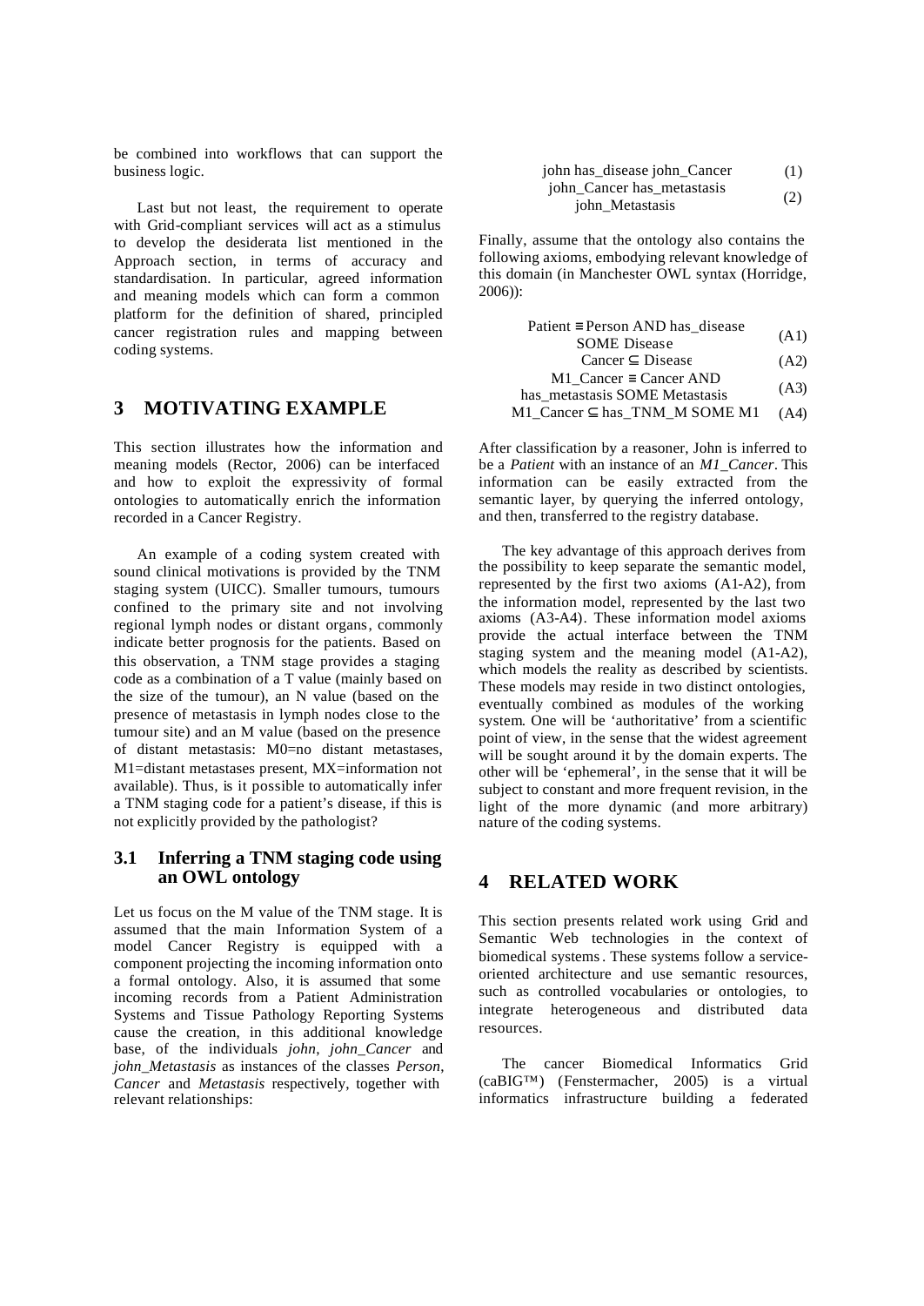be combined into workflows that can support the business logic.

Last but not least, the requirement to operate with Grid-compliant services will act as a stimulus to develop the desiderata list mentioned in the Approach section, in terms of accuracy and standardisation. In particular, agreed information and meaning models which can form a common platform for the definition of shared, principled cancer registration rules and mapping between coding systems.

# 3 MOTIVATING EXAMPLE

This section illustrates how the information and meaning models (Rector, 2006) can be interfaced and how to exploit the expressivity of formal ontologies to automatically enrich the information recorded in a Cancer Registry.

An example of a coding system created with sound clinical motivations is provided by the TNM staging system (UICC). Smaller tumours, tumours confined to the primary site and not involving regional lymph nodes or distant organs, commonly indicate better prognosis for the patients. Based on this observation, a TNM stage provides a staging code as a combination of a T value (mainly based on the size of the tumour), an N value (based on the presence of metastasis in lymph nodes close to the tumour site) and an M value (based on the presence of distant metastasis: M0=no distant metastases, M1=distant metastases present, MX=information not available). Thus, is it possible to automatically infer a TNM staging code for a patient's disease, if this is not explicitly provided by the pathologist?

## 3.1 Inferring a TNM staging code using an OWL ontology

Let us focus on the M value of the TNM stage. It is assumed that the main Information System of a model Cancer Registry is equipped with a component projecting the incoming information onto a formal ontology. Also, it is assumed that some incoming records from a Patient Administration Systems and Tissue Pathology Reporting Systems cause the creation, in this additional knowledge base, of the individuals *john*, *john_Cancer* and *john_Metastasis* as instances of the classes *Person*, *Cancer* and *Metastasis* respectively, together with relevant relationships:

john has_disease john_Cancer (1)

john_Cancer has_metastasis john_Metastasis (2)

Finally, assume that the ontology also contains the following axioms, embodying relevant knowledge of this domain (in Manchester OWL syntax (Horridge, 2006)):

Patient ≡ Person AND has_disease SOME Disease (A1)

Cancer ⊆ Disease (A2)

M1_Cancer ≡ Cancer AND has_metastasis SOME Metastasis (A3)

M1_Cancer ⊆ has_TNM_M SOME M1 (A4)

After classification by a reasoner, John is inferred to be a *Patient* with an instance of an *M1_Cancer*. This information can be easily extracted from the semantic layer, by querying the inferred ontology, and then, transferred to the registry database.

The key advantage of this approach derives from the possibility to keep separate the semantic model, represented by the first two axioms (A1-A2), from the information model, represented by the last two axioms (A3-A4). These information model axioms provide the actual interface between the TNM staging system and the meaning model (A1-A2), which models the reality as described by scientists. These models may reside in two distinct ontologies, eventually combined as modules of the working system. One will be 'authoritative' from a scientific point of view, in the sense that the widest agreement will be sought around it by the domain experts. The other will be 'ephemeral', in the sense that it will be subject to constant and more frequent revision, in the light of the more dynamic (and more arbitrary) nature of the coding systems.

# 4 RELATED WORK

This section presents related work using Grid and Semantic Web technologies in the context of biomedical systems. These systems follow a service-oriented architecture and use semantic resources, such as controlled vocabularies or ontologies, to integrate heterogeneous and distributed data resources.

The cancer Biomedical Informatics Grid (caBIG™) (Fenstermacher, 2005) is a virtual informatics infrastructure building a federated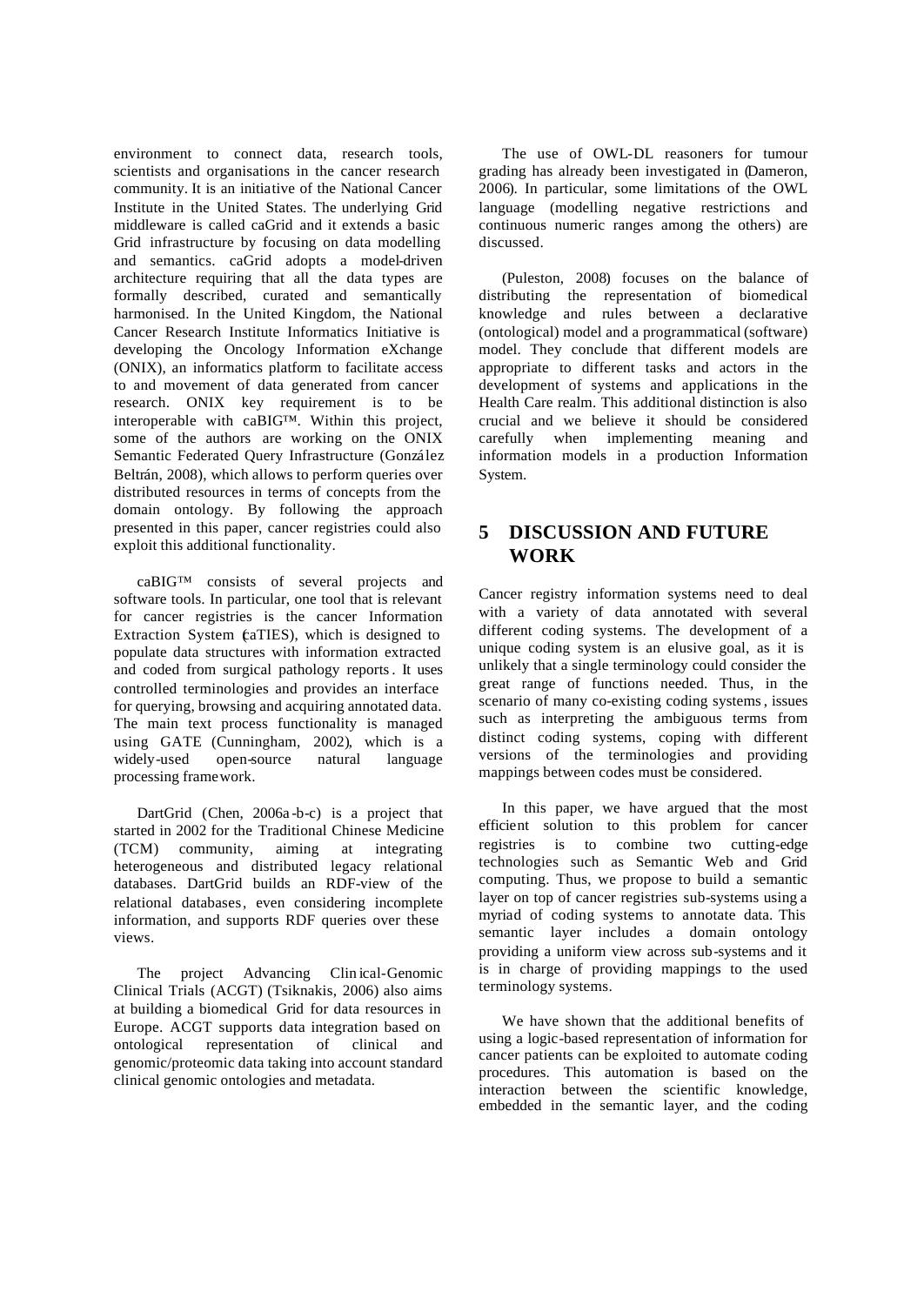environment to connect data, research tools, scientists and organisations in the cancer research community. It is an initiative of the National Cancer Institute in the United States. The underlying Grid middleware is called caGrid and it extends a basic Grid infrastructure by focusing on data modelling and semantics. caGrid adopts a model-driven architecture requiring that all the data types are formally described, curated and semantically harmonised. In the United Kingdom, the National Cancer Research Institute Informatics Initiative is developing the Oncology Information eXchange (ONIX), an informatics platform to facilitate access to and movement of data generated from cancer research. ONIX key requirement is to be interoperable with caBIG™. Within this project, some of the authors are working on the ONIX Semantic Federated Query Infrastructure (González Beltrán, 2008), which allows to perform queries over distributed resources in terms of concepts from the domain ontology. By following the approach presented in this paper, cancer registries could also exploit this additional functionality.

caBIG™ consists of several projects and software tools. In particular, one tool that is relevant for cancer registries is the cancer Information Extraction System (caTIES), which is designed to populate data structures with information extracted and coded from surgical pathology reports. It uses controlled terminologies and provides an interface for querying, browsing and acquiring annotated data. The main text process functionality is managed using GATE (Cunningham, 2002), which is a widely-used open-source natural language processing framework.

DartGrid (Chen, 2006a-b-c) is a project that started in 2002 for the Traditional Chinese Medicine (TCM) community, aiming at integrating heterogeneous and distributed legacy relational databases. DartGrid builds an RDF-view of the relational databases, even considering incomplete information, and supports RDF queries over these views.

The project Advancing Clinical-Genomic Clinical Trials (ACGT) (Tsiknakis, 2006) also aims at building a biomedical Grid for data resources in Europe. ACGT supports data integration based on ontological representation of clinical and genomic/proteomic data taking into account standard clinical genomic ontologies and metadata.

The use of OWL-DL reasoners for tumour grading has already been investigated in (Dameron, 2006). In particular, some limitations of the OWL language (modelling negative restrictions and continuous numeric ranges among the others) are discussed.

(Puleston, 2008) focuses on the balance of distributing the representation of biomedical knowledge and rules between a declarative (ontological) model and a programmatical (software) model. They conclude that different models are appropriate to different tasks and actors in the development of systems and applications in the Health Care realm. This additional distinction is also crucial and we believe it should be considered carefully when implementing meaning and information models in a production Information System.

# 5 DISCUSSION AND FUTURE WORK

Cancer registry information systems need to deal with a variety of data annotated with several different coding systems. The development of a unique coding system is an elusive goal, as it is unlikely that a single terminology could consider the great range of functions needed. Thus, in the scenario of many co-existing coding systems, issues such as interpreting the ambiguous terms from distinct coding systems, coping with different versions of the terminologies and providing mappings between codes must be considered.

In this paper, we have argued that the most efficient solution to this problem for cancer registries is to combine two cutting-edge technologies such as Semantic Web and Grid computing. Thus, we propose to build a semantic layer on top of cancer registries sub-systems using a myriad of coding systems to annotate data. This semantic layer includes a domain ontology providing a uniform view across sub-systems and it is in charge of providing mappings to the used terminology systems.

We have shown that the additional benefits of using a logic-based representation of information for cancer patients can be exploited to automate coding procedures. This automation is based on the interaction between the scientific knowledge, embedded in the semantic layer, and the coding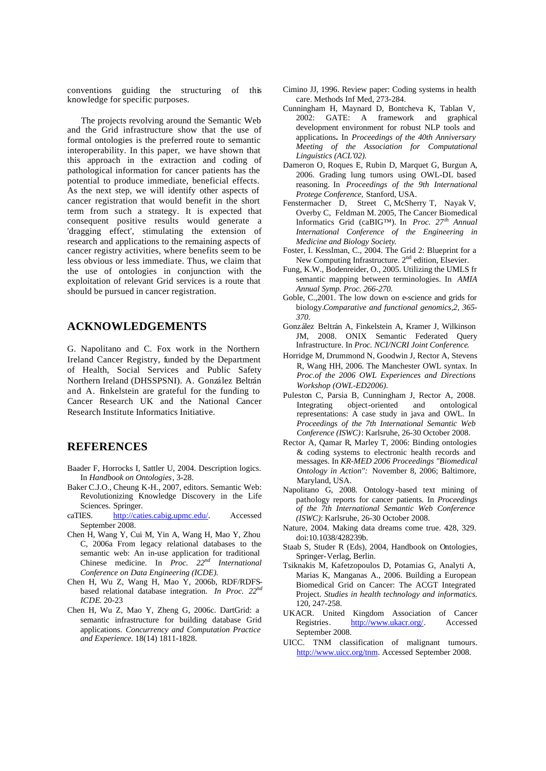conventions guiding the structuring of this knowledge for specific purposes.

The projects revolving around the Semantic Web and the Grid infrastructure show that the use of formal ontologies is the preferred route to semantic interoperability. In this paper, we have shown that this approach in the extraction and coding of pathological information for cancer patients has the potential to produce immediate, beneficial effects. As the next step, we will identify other aspects of cancer registration that would benefit in the short term from such a strategy. It is expected that consequent positive results would generate a 'dragging effect', stimulating the extension of research and applications to the remaining aspects of cancer registry activities, where benefits seem to be less obvious or less immediate. Thus, we claim that the use of ontologies in conjunction with the exploitation of relevant Grid services is a route that should be pursued in cancer registration.

## ACKNOWLEDGEMENTS

G. Napolitano and C. Fox work in the Northern Ireland Cancer Registry, funded by the Department of Health, Social Services and Public Safety Northern Ireland (DHSSPSNI). A. González Beltrán and A. Finkelstein are grateful for the funding to Cancer Research UK and the National Cancer Research Institute Informatics Initiative.

## REFERENCES

Baader F, Horrocks I, Sattler U, 2004. Description logics. In *Handbook on Ontologies*, 3-28.

Baker C.J.O., Cheung K-H., 2007, editors. Semantic Web: Revolutionizing Knowledge Discovery in the Life Sciences. Springer.

caTIES. http://caties.cabig.upmc.edu/. Accessed September 2008.

Chen H, Wang Y, Cui M, Yin A, Wang H, Mao Y, Zhou C, 2006a From legacy relational databases to the semantic web: An in-use application for traditional Chinese medicine. In *Proc. 22nd International Conference on Data Engineering (ICDE).*

Chen H, Wu Z, Wang H, Mao Y, 2006b, RDF/RDFS-based relational database integration. *In Proc. 22nd ICDE.* 20-23

Chen H, Wu Z, Mao Y, Zheng G, 2006c. DartGrid: a semantic infrastructure for building database Grid applications. *Concurrency and Computation Practice and Experience.* 18(14) 1811-1828.

Cimino JJ, 1996. Review paper: Coding systems in health care. Methods Inf Med, 273-284.

Cunningham H, Maynard D, Bontcheva K, Tablan V, 2002: GATE: A framework and graphical development environment for robust NLP tools and applications**.** In *Proceedings of the 40th Anniversary Meeting of the Association for Computational Linguistics (ACL'02).*

Dameron O, Roques E, Rubin D, Marquet G, Burgun A, 2006. Grading lung tumors using OWL-DL based reasoning. In *Proceedings of the 9th International Protege Conference,* Stanford, USA.

Fenstermacher D, Street C, McSherry T, Nayak V, Overby C, Feldman M. 2005, The Cancer Biomedical Informatics Grid (caBIG™). In *Proc. 27th Annual International Conference of the Engineering in Medicine and Biology Society.*

Foster, I. Kesslman, C., 2004. The Grid 2: Blueprint for a New Computing Infrastructure. 2nd edition, Elsevier.

Fung, K.W., Bodenreider, O., 2005. Utilizing the UMLS fr semantic mapping between terminologies. In *AMIA Annual Symp. Proc. 266-270.*

Goble, C.,2001. The low down on e-science and grids for biology.*Comparative and functional genomics,2, 365-370.*

González Beltrán A, Finkelstein A, Kramer J, Wilkinson JM, 2008. ONIX Semantic Federated Query Infrastructure. In *Proc. NCI/NCRI Joint Conference.*

Horridge M, Drummond N, Goodwin J, Rector A, Stevens R, Wang HH, 2006. The Manchester OWL syntax. In *Proc.of the 2006 OWL Experiences and Directions Workshop (OWL-ED2006).*

Puleston C, Parsia B, Cunningham J, Rector A, 2008. Integrating object-oriented and ontological representations: A case study in java and OWL. In *Proceedings of the 7th International Semantic Web Conference (ISWC)*: Karlsruhe, 26-30 October 2008.

Rector A, Qamar R, Marley T, 2006: Binding ontologies & coding systems to electronic health records and messages. In *KR-MED 2006 Proceedings "Biomedical Ontology in Action":* November 8, 2006; Baltimore, Maryland, USA.

Napolitano G, 2008. Ontology-based text mining of pathology reports for cancer patients. In *Proceedings of the 7th International Semantic Web Conference (ISWC)*: Karlsruhe, 26-30 October 2008.

Nature, 2004. Making data dreams come true. 428, 329. doi:10.1038/428239b.

Staab S, Studer R (Eds), 2004, Handbook on Ontologies, Springer-Verlag, Berlin.

Tsiknakis M, Kafetzopoulos D, Potamias G, Analyti A, Marias K, Manganas A., 2006. Building a European Biomedical Grid on Cancer: The ACGT Integrated Project. *Studies in health technology and informatics.* 120, 247-258.

UKACR. United Kingdom Association of Cancer Registries. http://www.ukacr.org/. Accessed September 2008.

UICC. TNM classification of malignant tumours. http://www.uicc.org/tnm. Accessed September 2008.